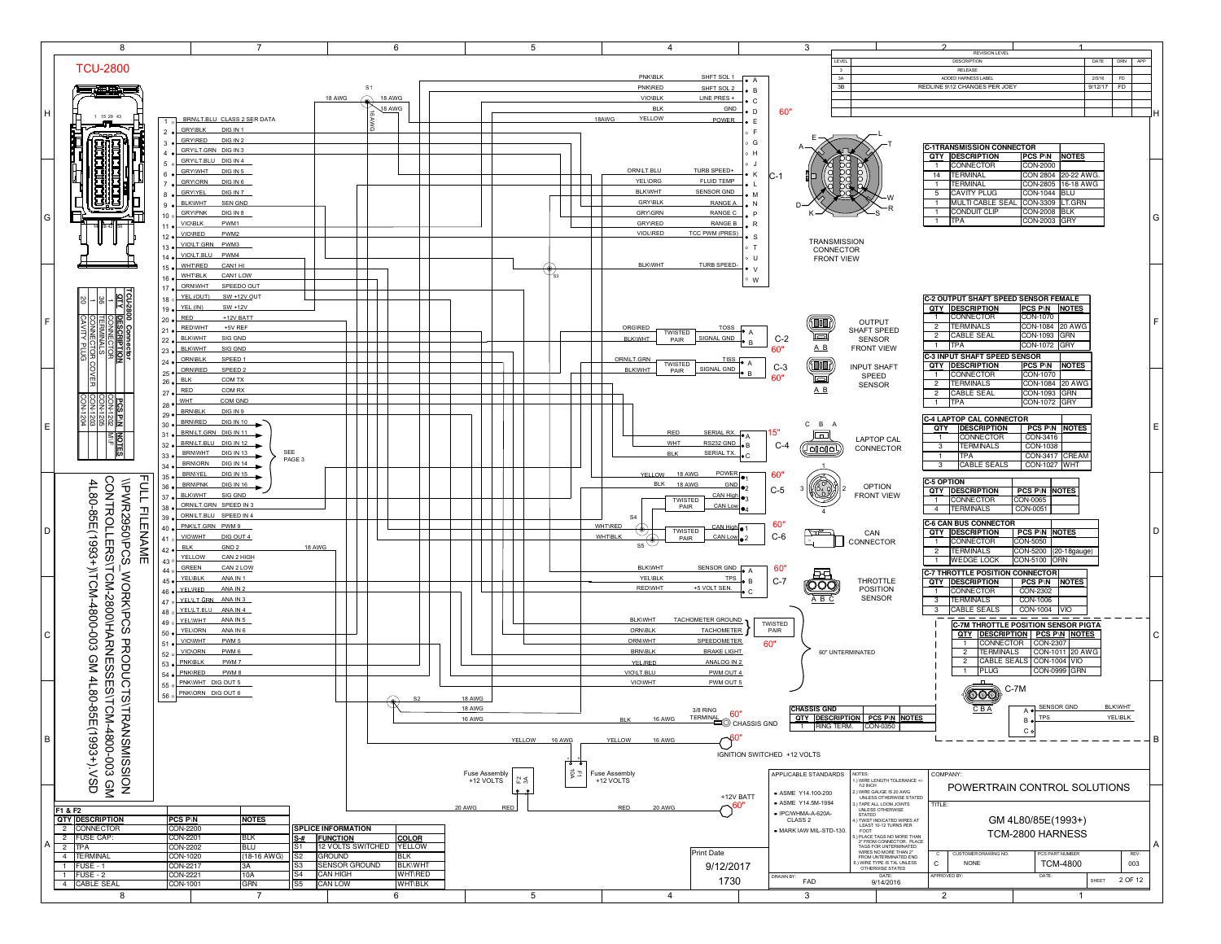# TCU-2800

## Pinout

| Pin | Wire Color | Function |
|---|---|---|
| 1 | BRN\LT.BLU | CLASS 2 SER DATA |
| 2 | GRY\BLK | DIG IN 1 |
| 3 | GRY\RED | DIG IN 2 |
| 4 | GRY\LT.GRN | DIG IN 3 |
| 5 | GRY\LT.BLU | DIG IN 4 |
| 6 | GRY\WHT | DIG IN 5 |
| 7 | GRY\ORN | DIG IN 6 |
| 8 | GRY\YEL | DIG IN 7 |
| 9 | BLK\WHT | SEN GND |
| 10 | GRY\PNK | DIG IN 8 |
| 11 | VIO\BLK | PWM1 |
| 12 | VIO\RED | PWM2 |
| 13 | VIO\LT.GRN | PWM3 |
| 14 | VIO\LT.BLU | PWM4 |
| 15 | WHT\RED | CAN1 HI |
| 16 | WHT\BLK | CAN1 LOW |
| 17 | ORN\WHT | SPEEDO OUT |
| 18 | YEL (OUT) | SW +12V OUT |
| 19 | YEL (IN) | SW +12V |
| 20 | RED | +12V BATT |
| 21 | RED\WHT | +5V REF |
| 22 | BLK\WHT | SIG GND |
| 23 | BLK\WHT | SIG GND |
| 24 | ORN\BLK | SPEED 1 |
| 25 | ORN\RED | SPEED 2 |
| 26 | BLK | COM TX |
| 27 | RED | COM RX |
| 28 | WHT | COM GND |
| 29 | BRN\BLK | DIG IN 9 |
| 30 | BRN\RED | DIG IN 10 |
| 31 | BRN\LT.GRN | DIG IN 11 |
| 32 | BRN\LT.BLU | DIG IN 12 |
| 33 | BRN\WHT | DIG IN 13 |
| 34 | BRN\ORN | DIG IN 14 |
| 35 | BRN\YEL | DIG IN 15 |
| 36 | BRN\PNK | DIG IN 16 |
| 37 | BLK\WHT | SIG GND |
| 38 | ORN\LT.GRN | SPEED IN 3 |
| 39 | ORN\LT.BLU | SPEED IN 4 |
| 40 | PNK\LT.GRN | PWM 9 |
| 41 | VIO\WHT | DIG OUT 4 |
| 42 | BLK | GND 2 |
| 43 | YELLOW | CAN 2 HIGH |
| 44 | GREEN | CAN 2 LOW |
| 45 | YEL\BLK | ANA IN 1 |
| 46 | YEL\RED | ANA IN 2 |
| 47 | YEL\LT.GRN | ANA IN 3 |
| 48 | YEL\LT.BLU | ANA IN 4 |
| 49 | YEL\WHT | ANA IN 5 |
| 50 | YEL\ORN | ANA IN 6 |
| 51 | VIO\WHT | PWM 5 |
| 52 | VIO\ORN | PWM 6 |
| 53 | PNK\BLK | PWM 7 |
| 54 | PNK\RED | PWM 8 |
| 55 | PNK\WHT | DIG OUT 5 |
| 56 | PNK\ORN | DIG OUT 6 |

DIG IN 10–16: SEE PAGE 3

## TCU-2800 Connector

| QTY | DESCRIPTION | PCS P\N | NOTES |
|---|---|---|---|
| 1 | CONNECTOR | CON-1202 | M\F |
| 36 | TERMINALS | CON-1205 | |
| 1 | CONNECTOR COVER | CON-1203 | |
| 20 | CAVITY PLUG | CON-1204 | |

FULL FILENAME: \PWR2950\PCS_WORK\PCS PRODUCTS\TRANSMISSION CONTROLLERS\TCM-2800\HARNESSES\TCM-4800-003 GM 4L80-85E(1993+)\TCM-4800-003 GM 4L80-85E(1993+).VSD

## C-1 Transmission Connector (Front View)

| Pin | Wire Color | Function |
|---|---|---|
| A | PNK\BLK | SHFT SOL 1 |
| B | PNK\RED | SHFT SOL 2 |
| C | VIO\BLK | LINE PRES + |
| D | BLK | GND |
| E | YELLOW | POWER |
| F | | |
| G | | |
| H | | |
| J | | |
| K | ORN\LT.BLU | TURB SPEED+ |
| L | YEL\ORG | FLUID TEMP |
| M | BLK\WHT | SENSOR GND |
| N | GRY\BLK | RANGE A |
| P | GRY\GRN | RANGE C |
| R | GRY\RED | RANGE B |
| S | VIO\RED | TCC PWM (PRES) |
| T | | |
| U | | |
| V | BLK\WHT | TURB SPEED- |
| W | | |

60"; 18 AWG

### C-1 TRANSMISSION CONNECTOR

| QTY | DESCRIPTION | PCS P\N | NOTES |
|---|---|---|---|
| 1 | CONNECTOR | CON-2000 | |
| 14 | TERMINAL | CON 2804 | 20-22 AWG. |
| 1 | TERMINAL | CON-2805 | 16-18 AWG |
| 5 | CAVITY PLUG | CON-1044 | BLU |
| 1 | MULTI CABLE SEAL | CON-3309 | LT.GRN |
| 1 | CONDUIT CLIP | CON-2008 | BLK |
| 1 | TPA | CON-2003 | GRY |

## C-2 Output Shaft Speed Sensor (Front View)

| Pin | Wire | Function |
|---|---|---|
| A | ORG\RED (twisted pair) | TOSS |
| B | BLK\WHT (twisted pair) | SIGNAL GND |

60"

### C-2 OUTPUT SHAFT SPEED SENSOR FEMALE

| QTY | DESCRIPTION | PCS P\N | NOTES |
|---|---|---|---|
| 1 | CONNECTOR | CON-1070 | |
| 2 | TERMINALS | CON-1084 | 20 AWG |
| 2 | CABLE SEAL | CON-1093 | GRN |
| 1 | TPA | CON-1072 | GRY |

## C-3 Input Shaft Speed Sensor

| Pin | Wire | Function |
|---|---|---|
| A | ORN\LT.GRN (twisted pair) | TISS |
| B | BLK\WHT (twisted pair) | SIGNAL GND |

60"

### C-3 INPUT SHAFT SPEED SENSOR

| QTY | DESCRIPTION | PCS P\N | NOTES |
|---|---|---|---|
| 1 | CONNECTOR | CON-1070 | |
| 2 | TERMINALS | CON-1084 | 20 AWG |
| 2 | CABLE SEAL | CON-1093 | GRN |
| 1 | TPA | CON-1072 | GRY |

## C-4 Laptop Cal Connector

| Pin | Wire | Function |
|---|---|---|
| A | RED | SERIAL RX. |
| B | WHT | RS232 GND |
| C | BLK | SERIAL TX. |

15"

### C-4 LAPTOP CAL CONNECTOR

| QTY | DESCRIPTION | PCS P\N | NOTES |
|---|---|---|---|
| 1 | CONNECTOR | CON-3416 | |
| 3 | TERMINALS | CON-1038 | |
| 1 | TPA | CON-3417 | CREAM |
| 3 | CABLE SEALS | CON-1027 | WHT |

## C-5 Option (Front View)

| Pin | Wire | Function |
|---|---|---|
| 1 | YELLOW 18 AWG | POWER |
| 2 | BLK 18 AWG | GND |
| 3 | TWISTED PAIR | CAN High |
| 4 | TWISTED PAIR | CAN Low |

60"

### C-5 OPTION

| QTY | DESCRIPTION | PCS P\N | NOTES |
|---|---|---|---|
| 1 | CONNECTOR | CON-0065 | |
| 4 | TERMINALS | CON-0051 | |

## C-6 CAN Connector

| Pin | Wire | Function |
|---|---|---|
| 1 | WHT\RED (twisted pair) | CAN High |
| 2 | WHT\BLK (twisted pair) | CAN Low |

60"

### C-6 CAN BUS CONNECTOR

| QTY | DESCRIPTION | PCS P\N | NOTES |
|---|---|---|---|
| 1 | CONNECTOR | CON-5050 | |
| 2 | TERMINALS | CON-5200 | (20-18gauge) |
| 1 | WEDGE LOCK | CON-5100 | ORN |

## C-7 Throttle Position Sensor

| Pin | Wire | Function |
|---|---|---|
| A | BLK\WHT | SENSOR GND |
| B | YEL\BLK | TPS |
| C | RED\WHT | +5 VOLT SEN. |

60"

### C-7 THROTTLE POSITION CONNECTOR

| QTY | DESCRIPTION | PCS P\N | NOTES |
|---|---|---|---|
| 1 | CONNECTOR | CON-2302 | |
| 3 | TERMINALS | CON-1006 | |
| 3 | CABLE SEALS | CON-1004 | VIO |

### C-7M THROTTLE POSITION SENSOR PIGTA

| QTY | DESCRIPTION | PCS P\N | NOTES |
|---|---|---|---|
| 1 | CONNECTOR | CON-2307 | |
| 2 | TERMINALS | CON-1011 | 20 AWG |
| 2 | CABLE SEALS | CON-1004 | VIO |
| 1 | PLUG | CON-0999 | GRN |

C-7M: A – SENSOR GND – BLK\WHT; B – TPS – YEL\BLK; C

## Unterminated Wires (60" UNTERMINATED)

| Wire | Function |
|---|---|
| BLK\WHT | TACHOMETER GROUND (twisted pair) |
| ORN\BLK | TACHOMETER (twisted pair) |
| ORN\WHT | SPEEDOMETER |
| BRN\BLK | BRAKE LIGHT |
| YEL\RED | ANALOG IN 2 |
| VIO\LT.BLU | PWM OUT 4 |
| VIO\WHT | PWM OUT 5 |

## Power / Ground

- BLK 16 AWG – 3/8 RING TERMINAL – CHASSIS GND – 60"
- YELLOW 16 AWG – IGNITION SWITCHED +12 VOLTS – 60" (via Fuse Assembly F1 10A, +12 VOLTS)
- RED 20 AWG – +12V BATT – 60" (via Fuse Assembly F2 3A, +12 VOLTS)

### CHASSIS GND

| QTY | DESCRIPTION | PCS P\N | NOTES |
|---|---|---|---|
| 1 | RING TERM. | CON-0350 | |

### F1 & F2

| QTY | DESCRIPTION | PCS P\N | NOTES |
|---|---|---|---|
| 2 | CONNECTOR | CON-2200 | |
| 2 | FUSE CAP: | CON-2201 | BLK |
| 2 | TPA | CON-2202 | BLU |
| 4 | TERMINAL | CON-1020 | (18-16 AWG) |
| 1 | FUSE - 1 | CON-2217 | 3A |
| 1 | FUSE - 2 | CON-2221 | 10A |
| 4 | CABLE SEAL | CON-1001 | GRN |

### SPLICE INFORMATION

| S-# | FUNCTION | COLOR |
|---|---|---|
| S1 | 12 VOLTS SWITCHED | YELLOW |
| S2 | GROUND | BLK |
| S3 | SENSOR GROUND | BLK\WHT |
| S4 | CAN HIGH | WHT\RED |
| S5 | CAN LOW | WHT\BLK |

## Revision Level

| LEVEL | DESCRIPTION | DATE | DRN | APP |
|---|---|---|---|---|
| 3 | RELEASE | | | |
| 3A | ADDED HARNESS LABEL | 2/5/16 | FD | |
| 3B | REDLINE 9\12 CHANGES PER JOEY | 9/12/17 | FD | |

## Applicable Standards

- ASME Y14.100-200
- ASME Y14.5M-1994
- IPC/WHMA-A-620A-CLASS 2
- MARK IAW MIL-STD-130

## Notes

1. WIRE LENGTH TOLERANCE +/- 1/2 INCH
2. WIRE GAUGE IS 20 AWG UNLESS OTHERWISE STATED
3. TAPE ALL LOOM JOINTS UNLESS OTHERWISE STATED
4. TWIST INDICATED WIRES AT LEAST 10-12 TURNS PER FOOT
5. PLACE TAGS NO MORE THAN 2" FROM CONNECTOR. PLACE TAGS FOR UNTERMINATED WIRES NO MORE THAN 2" FROM UNTERMINATED END.
6. WIRE TYPE IS TXL UNLESS OTHERWISE STATED

Print Date: 9/12/2017 1730

COMPANY: POWERTRAIN CONTROL SOLUTIONS

TITLE: GM 4L80/85E(1993+) TCM-2800 HARNESS

DRAWN BY: FAD — DATE: 9/14/2016

CUSTOMER DRAWING NO.: NONE — PCS PART NUMBER: TCM-4800 — REV: 003 — SIZE: C

SHEET 2 OF 12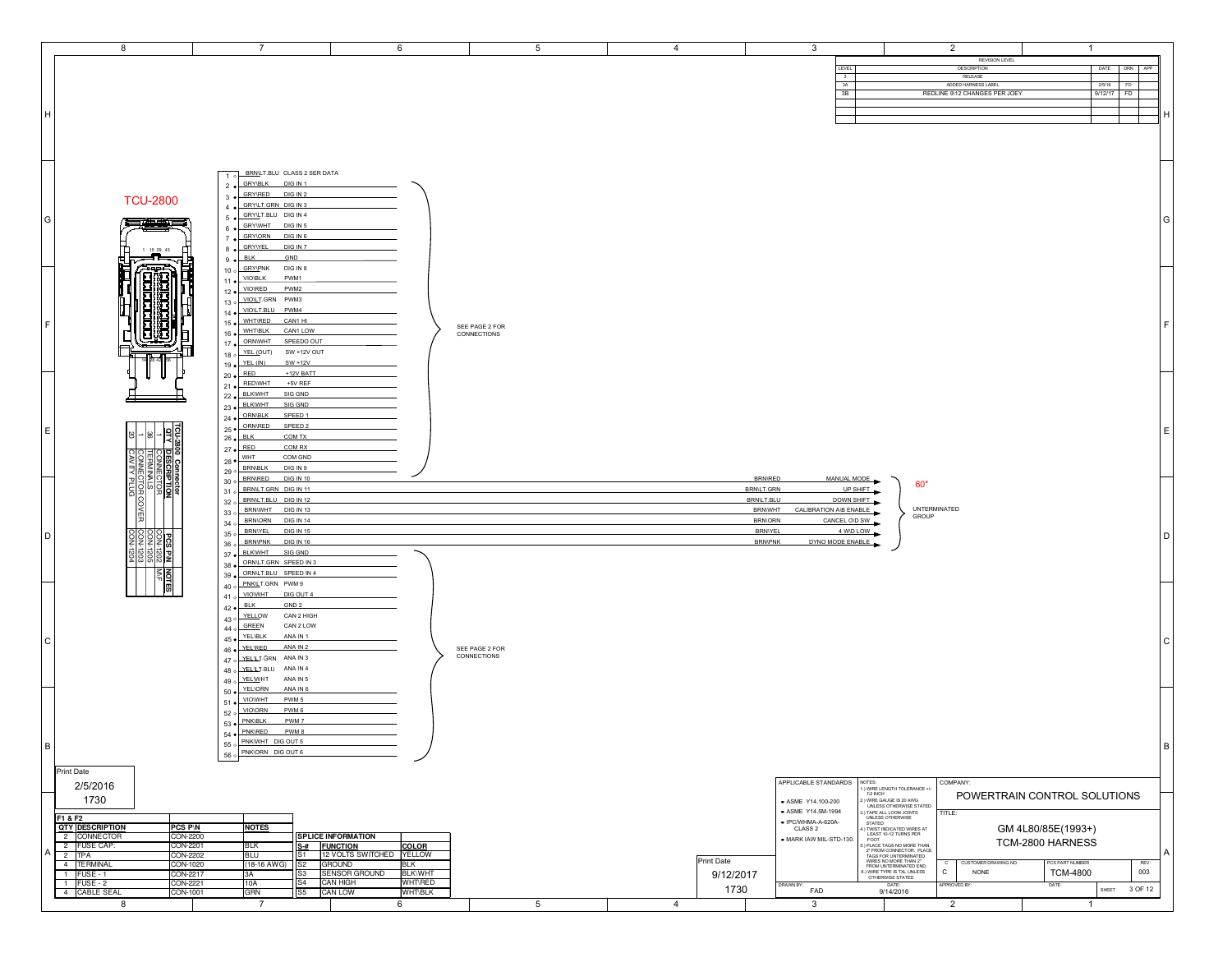| LEVEL | DESCRIPTION | DATE | DRN | APP |
|---|---|---|---|---|
| 3 | RELEASE | | | |
| 3A | ADDED HARNESS LABEL | 2/5/16 | FD | |
| 3B | REDLINE 9\12 CHANGES PER JOEY | 9/12/17 | FD | |

## TCU-2800

1 15 29 43

| Pin | Color | Function |
|---|---|---|
| 1 | BRN\LT.BLU | CLASS 2 SER DATA |
| 2 | GRY\BLK | DIG IN 1 |
| 3 | GRY\RED | DIG IN 2 |
| 4 | GRY\LT.GRN | DIG IN 3 |
| 5 | GRY\LT.BLU | DIG IN 4 |
| 6 | GRY\WHT | DIG IN 5 |
| 7 | GRY\ORN | DIG IN 6 |
| 8 | GRY\YEL | DIG IN 7 |
| 9 | BLK | GND |
| 10 | GRY\PNK | DIG IN 8 |
| 11 | VIO\BLK | PWM1 |
| 12 | VIO\RED | PWM2 |
| 13 | VIO\LT.GRN | PWM3 |
| 14 | VIO\LT.BLU | PWM4 |
| 15 | WHT\RED | CAN1 HI |
| 16 | WHT\BLK | CAN1 LOW |
| 17 | ORN\WHT | SPEEDO OUT |
| 18 | YEL (OUT) | SW +12V OUT |
| 19 | YEL (IN) | SW +12V |
| 20 | RED | +12V BATT |
| 21 | RED\WHT | +5V REF |
| 22 | BLK\WHT | SIG GND |
| 23 | BLK\WHT | SIG GND |
| 24 | ORN\BLK | SPEED 1 |
| 25 | ORN\RED | SPEED 2 |
| 26 | BLK | COM TX |
| 27 | RED | COM RX |
| 28 | WHT | COM GND |
| 29 | BRN\BLK | DIG IN 9 |
| 30 | BRN\RED | DIG IN 10 |
| 31 | BRN\LT.GRN | DIG IN 11 |
| 32 | BRN\LT.BLU | DIG IN 12 |
| 33 | BRN\WHT | DIG IN 13 |
| 34 | BRN\ORN | DIG IN 14 |
| 35 | BRN\YEL | DIG IN 15 |
| 36 | BRN\PNK | DIG IN 16 |
| 37 | BLK\WHT | SIG GND |
| 38 | ORN\LT.GRN | SPEED IN 3 |
| 39 | ORN\LT.BLU | SPEED IN 4 |
| 40 | PNK\LT.GRN | PWM 9 |
| 41 | VIO\WHT | DIG OUT 4 |
| 42 | BLK | GND 2 |
| 43 | YELLOW | CAN 2 HIGH |
| 44 | GREEN | CAN 2 LOW |
| 45 | YEL\BLK | ANA IN 1 |
| 46 | YEL\RED | ANA IN 2 |
| 47 | YEL\LT.GRN | ANA IN 3 |
| 48 | YEL\LT.BLU | ANA IN 4 |
| 49 | YEL\WHT | ANA IN 5 |
| 50 | YEL\ORN | ANA IN 6 |
| 51 | VIO\WHT | PWM 5 |
| 52 | VIO\ORN | PWM 6 |
| 53 | PNK\BLK | PWM 7 |
| 54 | PNK\RED | PWM 8 |
| 55 | PNK\WHT | DIG OUT 5 |
| 56 | PNK\ORN | DIG OUT 6 |

Pins 1–29: SEE PAGE 2 FOR CONNECTIONS

Pins 37–56: SEE PAGE 2 FOR CONNECTIONS

Pins 30–36 (60", UNTERMINATED GROUP):

| Color | Label |
|---|---|
| BRN\RED | MANUAL MODE |
| BRN\LT.GRN | UP SHIFT |
| BRN\LT.BLU | DOWN SHIFT |
| BRN\WHT | CALIBRATION A\B ENABLE |
| BRN\ORN | CANCEL O\D SW |
| BRN\YEL | 4 WD LOW |
| BRN\PNK | DYNO MODE ENABLE |

### TCU-2800 Connector

| QTY | DESCRIPTION | PCS P\N | NOTES |
|---|---|---|---|
| 1 | CONNECTOR | CON-1202 | |
| 36 | TERMINALS | CON-1205 | M\F |
| 1 | CONNECTOR COVER | CON-1203 | |
| 20 | CAVITY PLUG | CON-1204 | |

Print Date
2/5/2016
1730

### F1 & F2

| QTY | DESCRIPTION | PCS P\N | NOTES |
|---|---|---|---|
| 2 | CONNECTOR | CON-2200 | |
| 2 | FUSE CAP: | CON-2201 | BLK |
| 2 | TPA | CON-2202 | BLU |
| 4 | TERMINAL | CON-1020 | (18-16 AWG) |
| 1 | FUSE - 1 | CON-2217 | 3A |
| 1 | FUSE - 2 | CON-2221 | 10A |
| 4 | CABLE SEAL | CON-1001 | GRN |

### SPLICE INFORMATION

| S-# | FUNCTION | COLOR |
|---|---|---|
| S1 | 12 VOLTS SWITCHED | YELLOW |
| S2 | GROUND | BLK |
| S3 | SENSOR GROUND | BLK\WHT |
| S4 | CAN HIGH | WHT\RED |
| S5 | CAN LOW | WHT\BLK |

Print Date
9/12/2017
1730

APPLICABLE STANDARDS
- ASME Y14.100-200
- ASME Y14.5M-1994
- IPC/WHMA-A-620A-CLASS 2
- MARK IAW MIL-STD-130.

NOTES:
1.) WIRE LENGTH TOLERANCE +/- 1/2 INCH
2.) WIRE GAUGE IS 20 AWG UNLESS OTHERWISE STATED
3.) TAPE ALL LOOM JOINTS UNLESS OTHERWISE STATED
4.) TWIST INDICATED WIRES AT LEAST 10-12 TURNS PER FOOT
5.) PLACE TAGS NO MORE THAN 2" FROM CONNECTOR. PLACE TAGS FOR UNTERMINATED WIRES NO MORE THAN 2" FROM UNTERMINATED END.
6.) WIRE TYPE IS TXL UNLESS OTHERWISE STATED

DRAWN BY: FAD  DATE: 9/14/2016

COMPANY: POWERTRAIN CONTROL SOLUTIONS

TITLE: GM 4L80/85E(1993+) TCM-2800 HARNESS

C | CUSTOMER DRAWING NO. NONE | PCS PART NUMBER TCM-4800 | REV. 003

APPROVED BY: | DATE: | SHEET 3 OF 12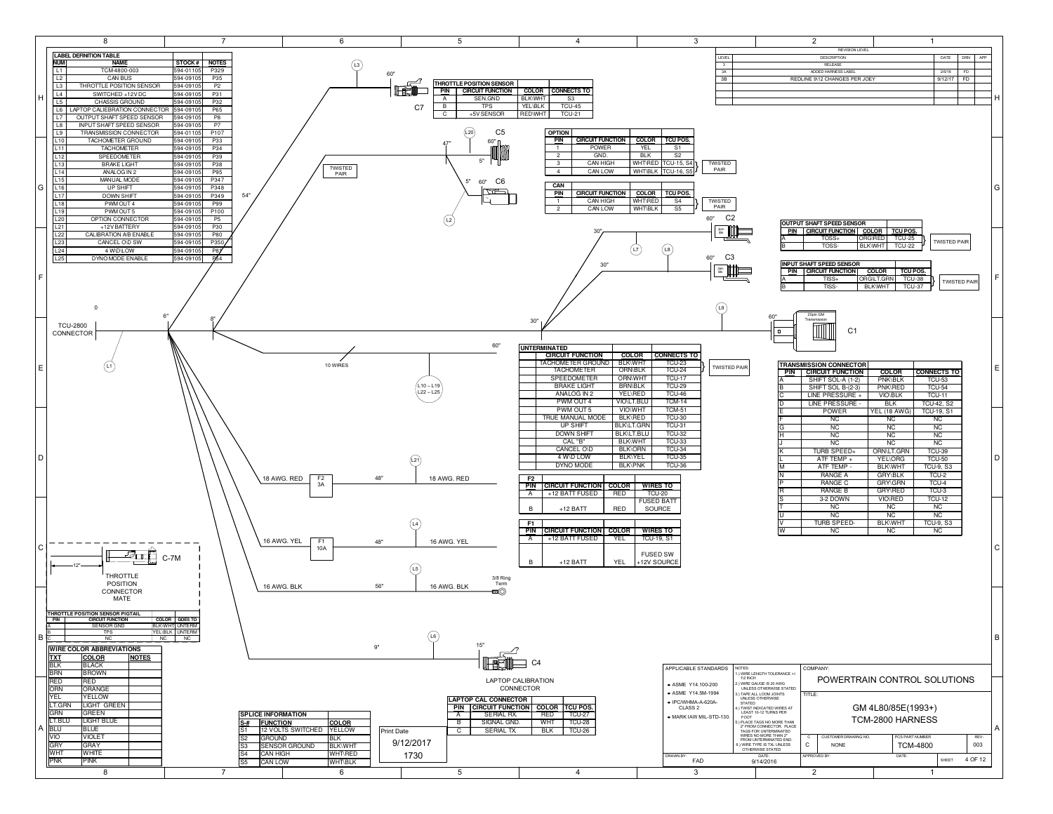## LABEL DEFINITION TABLE

| NUM | NAME | STOCK # | NOTES |
|---|---|---|---|
| L1 | TCM-4800-003 | 594-01105 | P329 |
| L2 | CAN BUS | 594-09105 | P35 |
| L3 | THROTTLE POSITION SENSOR | 594-09105 | P2 |
| L4 | SWITCHED +12V DC | 594-09105 | P31 |
| L5 | CHASSIS GROUND | 594-09105 | P32 |
| L6 | LAPTOP CALIEBRATION CONNECTOR | 594-09105 | P65 |
| L7 | OUTPUT SHAFT SPEED SENSOR | 594-09105 | P6 |
| L8 | INPUT SHAFT SPEED SENSOR | 594-09105 | P7 |
| L9 | TRANSMISSION CONNECTOR | 594-01105 | P107 |
| L10 | TACHOMETER GROUND | 594-09105 | P33 |
| L11 | TACHOMETER | 594-09105 | P34 |
| L12 | SPEEDOMETER | 594-09105 | P39 |
| L13 | BRAKE LIGHT | 594-09105 | P38 |
| L14 | ANALOG IN 2 | 594-09105 | P95 |
| L15 | MANUAL MODE | 594-09105 | P347 |
| L16 | UP SHIFT | 594-09105 | P348 |
| L17 | DOWN SHIFT | 594-09105 | P349 |
| L18 | PWM OUT 4 | 594-09105 | P99 |
| L19 | PWM OUT 5 | 594-09105 | P100 |
| L20 | OPTION CONNECTOR | 594-09105 | P5 |
| L21 | +12V BATTERY | 594-09105 | P30 |
| L22 | CALIBRATION A/B ENABLE | 594-09105 | P80 |
| L23 | CANCEL O\D SW | 594-09105 | P350 |
| L24 | 4 W\D\LOW | 594-09105 | P81 |
| L25 | DYNO MODE ENABLE | 594-09105 | P84 |

## REVISION LEVEL

| LEVEL | DESCRIPTION | DATE | DRN | APP |
|---|---|---|---|---|
| 3 | RELEASE | | | |
| 3A | ADDED HARNESS LABEL | 2/5/16 | FD | |
| 3B | REDLINE 9\12 CHANGES PER JOEY | 9/12/17 | FD | |

## THROTTLE POSITION SENSOR (C7)

| PIN | CIRCUIT FUNCTION | COLOR | CONNECTS TO |
|---|---|---|---|
| A | SEN.GND | BLK\WHT | S3 |
| B | TPS | YEL\BLK | TCU-45 |
| C | +5V SENSOR | RED\WHT | TCU-21 |

## OPTION (C5)

| PIN | CIRCUIT FUNCTION | COLOR | TCU POS. |
|---|---|---|---|
| 1 | POWER | YEL | S1 |
| 2 | GND. | BLK | S2 |
| 3 | CAN HIGH | WHT\RED | TCU-15, S4 |
| 4 | CAN LOW | WHT\BLK | TCU-16, S5 |

TWISTED PAIR

## CAN (C6)

| PIN | CIRCUIT FUNCTION | COLOR | TCU POS. |
|---|---|---|---|
| 1 | CAN HIGH | WHT\RED | S4 |
| 2 | CAN LOW | WHT\BLK | S5 |

TWISTED PAIR

## OUTPUT SHAFT SPEED SENSOR (C2)

| PIN | CIRCUIT FUNCTION | COLOR | TCU POS. |
|---|---|---|---|
| A | TOSS+ | ORG\RED | TCU-25 |
| B | TOSS- | BLK\WHT | TCU-22 |

TWISTED PAIR

## INPUT SHAFT SPEED SENSOR (C3)

| PIN | CIRCUIT FUNCTION | COLOR | TCU POS. |
|---|---|---|---|
| A | TISS+ | ORG\LT.GRN | TCU-38 |
| B | TISS- | BLK\WHT | TCU-37 |

TWISTED PAIR

TCU-2800 CONNECTOR (L1)

20pin GM Transmission (C1)

10 WIRES (L10 – L19, L22 – L25)

TWISTED PAIR (L2), 47", 60", 5", 30", 54", 6", 8", 0, 60"

## UNTERMINATED

| CIRCUIT FUNCTION | COLOR | CONNECTS TO |
|---|---|---|
| TACHOMETER GROUND | BLK\WHT | TCU-23 |
| TACHOMETER | ORN\BLK | TCU-24 |
| SPEEDOMETER | ORN\WHT | TCU-17 |
| BRAKE LIGHT | BRN\BLK | TCU-29 |
| ANALOG IN 2 | YEL\RED | TCU-46 |
| PWM OUT 4 | VIO\LT.BLU | TCM-14 |
| PWM OUT 5 | VIO\WHT | TCM-51 |
| TRUE MANUAL MODE | BLK\RED | TCU-30 |
| UP SHIFT | BLK\LT.GRN | TCU-31 |
| DOWN SHIFT | BLK\LT.BLU | TCU-32 |
| CAL "B" | BLK\WHT | TCU-33 |
| CANCEL O\D | BLK\ORN | TCU-34 |
| 4 W\D LOW | BLK\YEL | TCU-35 |
| DYNO MODE | BLK\PNK | TCU-36 |

TWISTED PAIR

## TRANSMISSION CONNECTOR

| PIN | CIRCUIT FUNCTION | COLOR | CONNECTS TO |
|---|---|---|---|
| A | SHIFT SOL-A (1-2) | PNK\BLK | TCU-53 |
| B | SHIFT SOL B-(2-3) | PNK\RED | TCU-54 |
| C | LINE PRESSURE + | VIO\BLK | TCU-11 |
| D | LINE PRESSURE - | BLK | TCU-42, S2 |
| E | POWER | YEL (18 AWG) | TCU-19, S1 |
| F | NC | NC | NC |
| G | NC | NC | NC |
| H | NC | NC | NC |
| J | NC | NC | NC |
| K | TURB SPEED+ | ORN\LT.GRN | TCU-39 |
| L | ATF TEMP + | YEL\ORG | TCU-50 |
| M | ATF TEMP - | BLK\WHT | TCU-9, S3 |
| N | RANGE A | GRY\BLK | TCU-2 |
| P | RANGE C | GRY\GRN | TCU-4 |
| R | RANGE B | GRY\RED | TCU-3 |
| S | 3-2 DOWN | VIO\RED | TCU-12 |
| T | NC | NC | NC |
| U | NC | NC | NC |
| V | TURB SPEED- | BLK\WHT | TCU-9, S3 |
| W | NC | NC | NC |

18 AWG. RED — F2 3A — 48" — 18 AWG. RED (L21)

## F2

| PIN | CIRCUIT FUNCTION | COLOR | WIRES TO |
|---|---|---|---|
| A | +12 BATT FUSED | RED | TCU-20 |
| B | +12 BATT | RED | FUSED BATT SOURCE |

16 AWG. YEL — F1 10A — 48" — 16 AWG. YEL (L4)

## F1

| PIN | CIRCUIT FUNCTION | COLOR | WIRES TO |
|---|---|---|---|
| A | +12 BATT FUSED | YEL | TCU-19, S1 |
| B | +12 BATT | YEL | FUSED SW +12V SOURCE |

16 AWG. BLK — 56" — 16 AWG. BLK — 3/8 Ring Term (L5)

C-7M THROTTLE POSITION CONNECTOR MATE, 12"

## THROTTLE POSITION SENSOR PIGTAIL

| PIN | CIRCUIT FUNCTION | COLOR | GOES TO |
|---|---|---|---|
| A | SENSOR GND | BLK\WHT | UNTERM |
| B | TPS | YEL\BLK | UNTERM |
| C | NC | NC | NC |

## WIRE COLOR ABBREVIATIONS

| TXT | COLOR | NOTES |
|---|---|---|
| BLK | BLACK | |
| BRN | BROWN | |
| RED | RED | |
| ORN | ORANGE | |
| YEL | YELLOW | |
| LT.GRN | LIGHT GREEN | |
| GRN | GREEN | |
| LT.BLU | LIGHT BLUE | |
| BLU | BLUE | |
| VIO | VIOLET | |
| GRY | GRAY | |
| WHT | WHITE | |
| PNK | PINK | |

## SPLICE INFORMATION

| S-# | FUNCTION | COLOR |
|---|---|---|
| S1 | 12 VOLTS SWITCHED | YELLOW |
| S2 | GROUND | BLK |
| S3 | SENSOR GROUND | BLK\WHT |
| S4 | CAN HIGH | WHT\RED |
| S5 | CAN LOW | WHT\BLK |

Print Date 9/12/2017 1730

(L6) 9", 15" — C4 LAPTOP CALIBRATION CONNECTOR

## LAPTOP CAL CONNECTOR

| PIN | CIRCUIT FUNCTION | COLOR | TCU POS. |
|---|---|---|---|
| A | SERIAL RX | RED | TCU-27 |
| B | SIGNAL GND. | WHT | TCU-28 |
| C | SERIAL TX | BLK | TCU-26 |

APPLICABLE STANDARDS
- ASME Y14.100-200
- ASME Y14.5M-1994
- IPC/WHMA-A-620A-CLASS 2
- MARK IAW MIL-STD-130

NOTES:
1.) WIRE LENGTH TOLERANCE +/- 1/2 INCH
2.) WIRE GAUGE IS 20 AWG UNLESS OTHERWISE STATED
3.) TAPE ALL LOOM JOINTS UNLESS OTHERWISE STATED.
4.) TWIST INDICATED WIRES AT LEAST 10-12 TURNS PER FOOT
5.) PLACE TAGS NO MORE THAN 2" FROM CONNECTOR. PLACE TAGS FOR UNTERMINATED WIRES NO MORE THAN 2" FROM UNTERMINATED END.
6.) WIRE TYPE IS TXL UNLESS OTHERWISE STATED

COMPANY: POWERTRAIN CONTROL SOLUTIONS

TITLE: GM 4L80/85E(1993+) TCM-2800 HARNESS

C — CUSTOMER DRAWING NO.: NONE — PCS PART NUMBER: TCM-4800 — REV: 003

DRAWN BY: FAD — DATE: 9/14/2016 — APPROVED BY: — DATE: — SHEET 4 OF 12